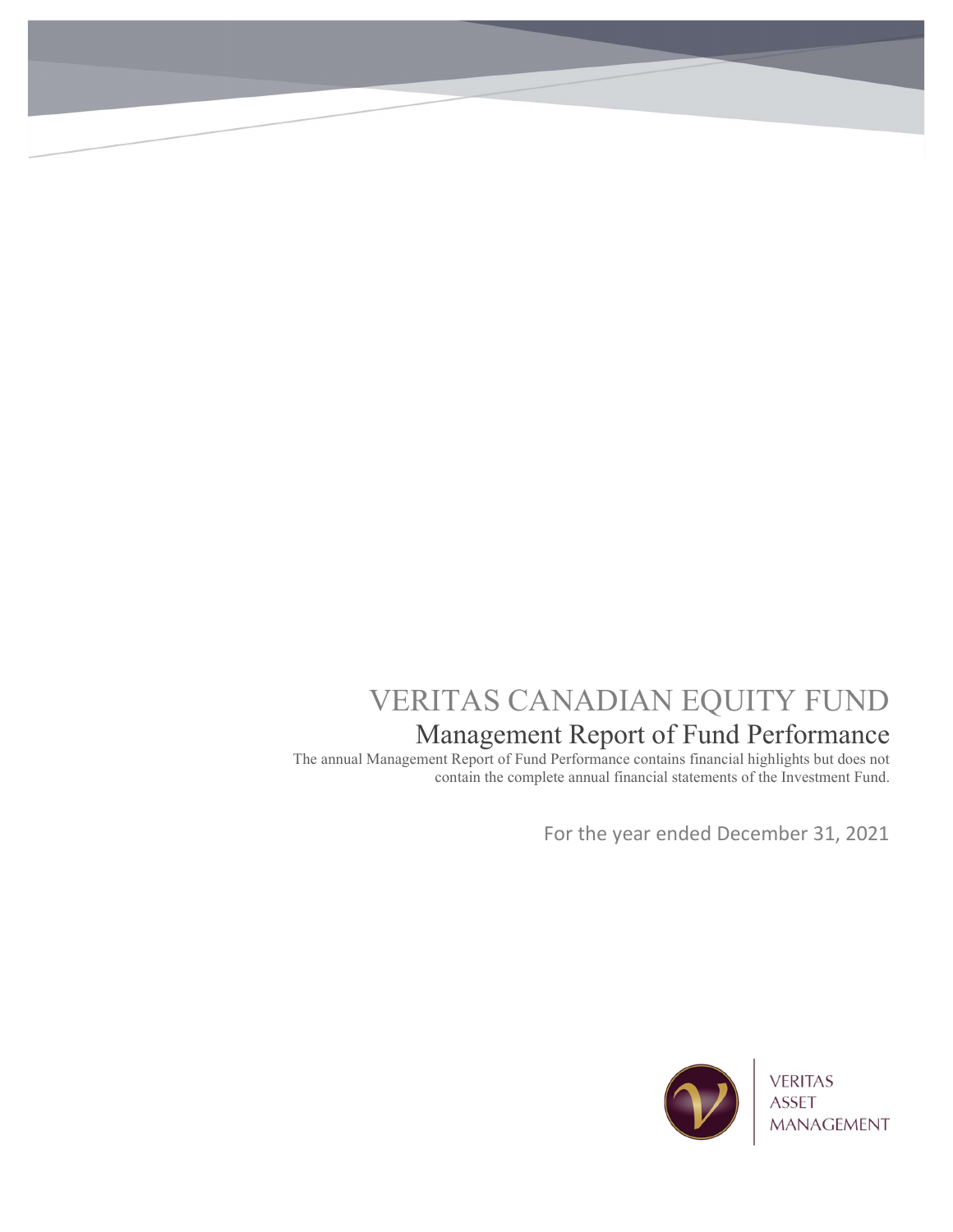# VERITAS CANADIAN EQUITY FUND

## Management Report of Fund Performance

The annual Management Report of Fund Performance contains financial highlights but does not contain the complete annual financial statements of the Investment Fund.

For the year ended December 31, 2021

VERITAS
ASSET
MANAGEMENT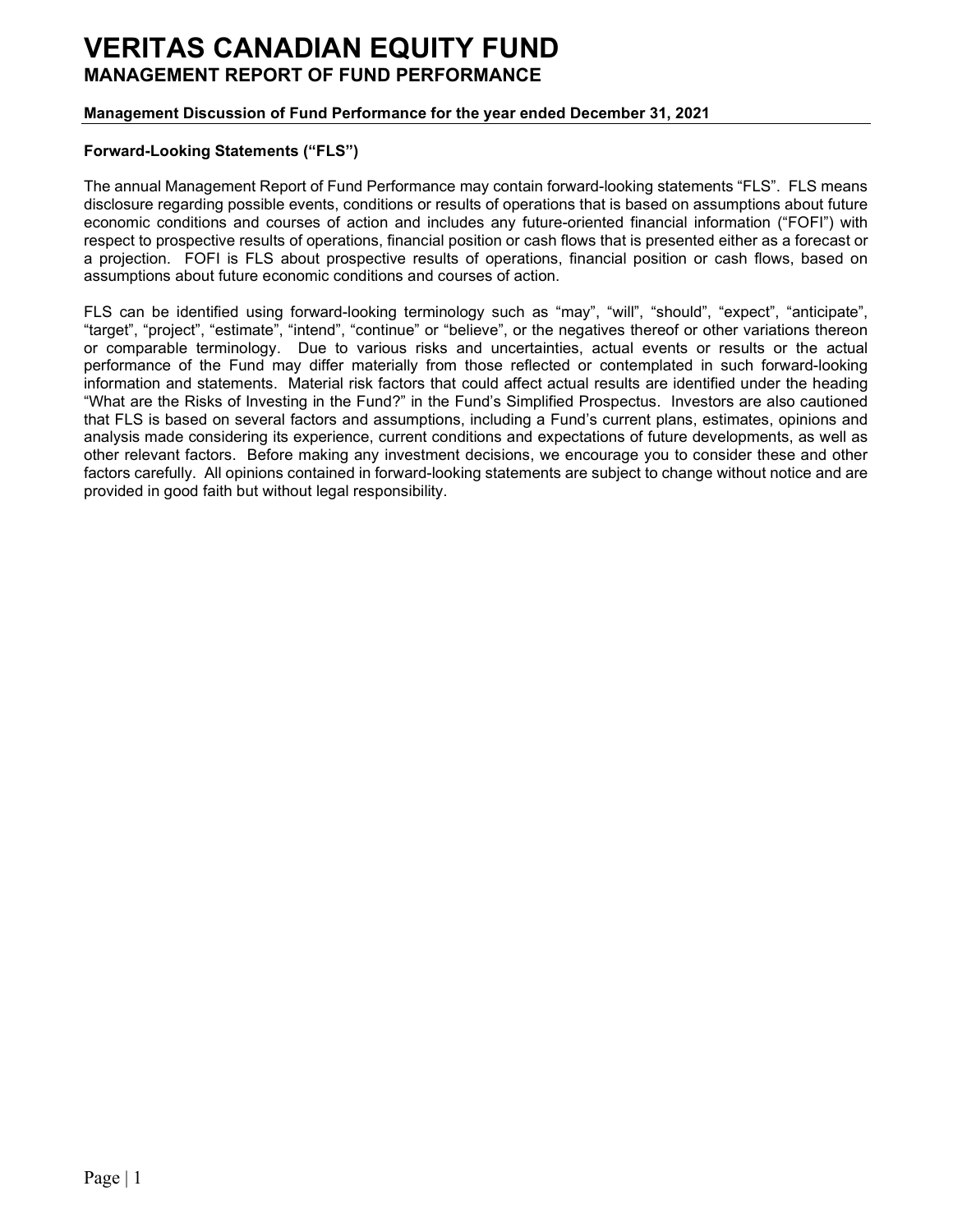# VERITAS CANADIAN EQUITY FUND

## MANAGEMENT REPORT OF FUND PERFORMANCE

**Management Discussion of Fund Performance for the year ended December 31, 2021**

### Forward-Looking Statements ("FLS")

The annual Management Report of Fund Performance may contain forward-looking statements "FLS". FLS means disclosure regarding possible events, conditions or results of operations that is based on assumptions about future economic conditions and courses of action and includes any future-oriented financial information ("FOFI") with respect to prospective results of operations, financial position or cash flows that is presented either as a forecast or a projection. FOFI is FLS about prospective results of operations, financial position or cash flows, based on assumptions about future economic conditions and courses of action.

FLS can be identified using forward-looking terminology such as "may", "will", "should", "expect", "anticipate", "target", "project", "estimate", "intend", "continue" or "believe", or the negatives thereof or other variations thereon or comparable terminology. Due to various risks and uncertainties, actual events or results or the actual performance of the Fund may differ materially from those reflected or contemplated in such forward-looking information and statements. Material risk factors that could affect actual results are identified under the heading "What are the Risks of Investing in the Fund?" in the Fund's Simplified Prospectus. Investors are also cautioned that FLS is based on several factors and assumptions, including a Fund's current plans, estimates, opinions and analysis made considering its experience, current conditions and expectations of future developments, as well as other relevant factors. Before making any investment decisions, we encourage you to consider these and other factors carefully. All opinions contained in forward-looking statements are subject to change without notice and are provided in good faith but without legal responsibility.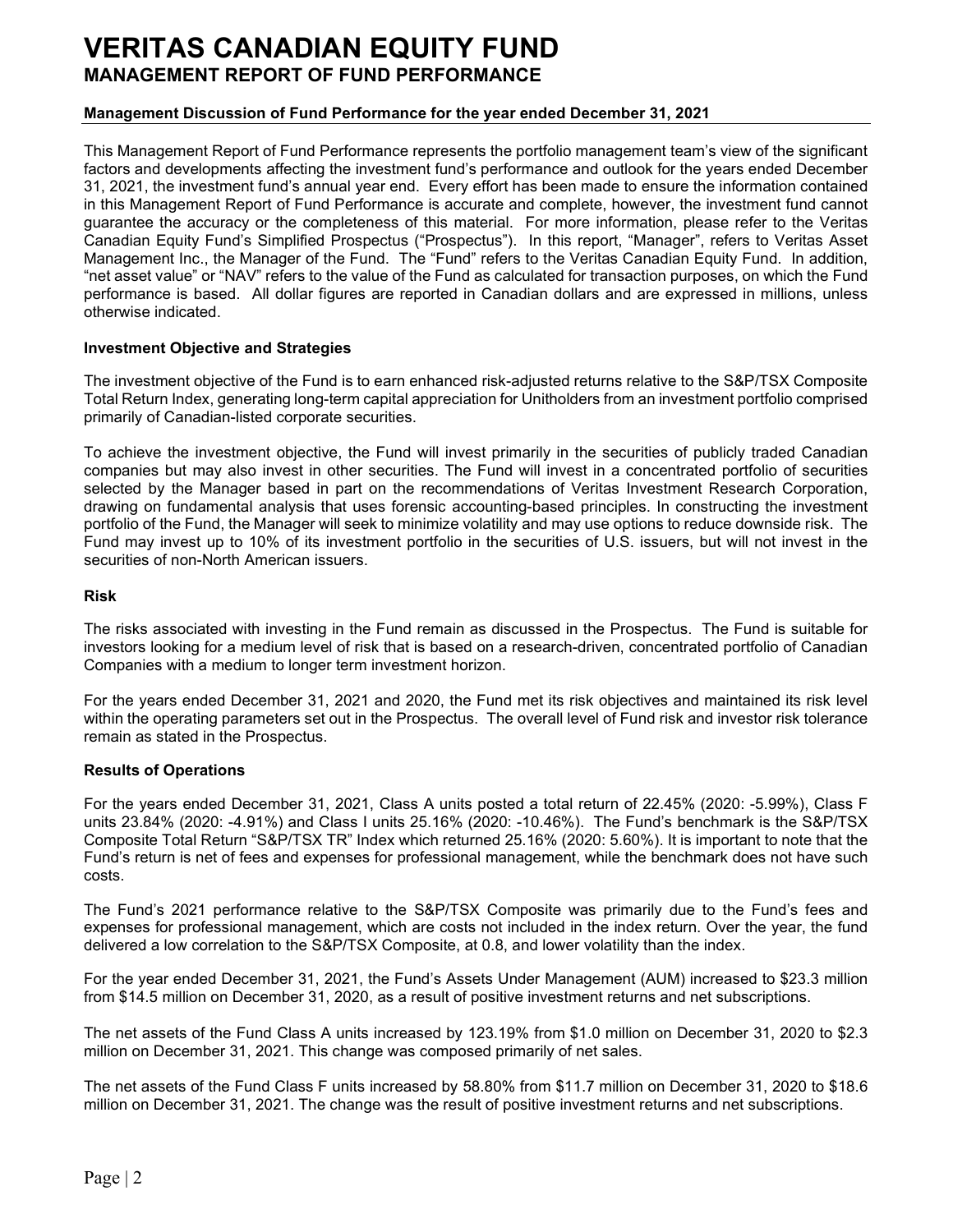# VERITAS CANADIAN EQUITY FUND

## MANAGEMENT REPORT OF FUND PERFORMANCE

### Management Discussion of Fund Performance for the year ended December 31, 2021

This Management Report of Fund Performance represents the portfolio management team's view of the significant factors and developments affecting the investment fund's performance and outlook for the years ended December 31, 2021, the investment fund's annual year end. Every effort has been made to ensure the information contained in this Management Report of Fund Performance is accurate and complete, however, the investment fund cannot guarantee the accuracy or the completeness of this material. For more information, please refer to the Veritas Canadian Equity Fund's Simplified Prospectus ("Prospectus"). In this report, "Manager", refers to Veritas Asset Management Inc., the Manager of the Fund. The "Fund" refers to the Veritas Canadian Equity Fund. In addition, "net asset value" or "NAV" refers to the value of the Fund as calculated for transaction purposes, on which the Fund performance is based. All dollar figures are reported in Canadian dollars and are expressed in millions, unless otherwise indicated.

**Investment Objective and Strategies**

The investment objective of the Fund is to earn enhanced risk-adjusted returns relative to the S&P/TSX Composite Total Return Index, generating long-term capital appreciation for Unitholders from an investment portfolio comprised primarily of Canadian-listed corporate securities.

To achieve the investment objective, the Fund will invest primarily in the securities of publicly traded Canadian companies but may also invest in other securities. The Fund will invest in a concentrated portfolio of securities selected by the Manager based in part on the recommendations of Veritas Investment Research Corporation, drawing on fundamental analysis that uses forensic accounting-based principles. In constructing the investment portfolio of the Fund, the Manager will seek to minimize volatility and may use options to reduce downside risk. The Fund may invest up to 10% of its investment portfolio in the securities of U.S. issuers, but will not invest in the securities of non-North American issuers.

**Risk**

The risks associated with investing in the Fund remain as discussed in the Prospectus. The Fund is suitable for investors looking for a medium level of risk that is based on a research-driven, concentrated portfolio of Canadian Companies with a medium to longer term investment horizon.

For the years ended December 31, 2021 and 2020, the Fund met its risk objectives and maintained its risk level within the operating parameters set out in the Prospectus. The overall level of Fund risk and investor risk tolerance remain as stated in the Prospectus.

**Results of Operations**

For the years ended December 31, 2021, Class A units posted a total return of 22.45% (2020: -5.99%), Class F units 23.84% (2020: -4.91%) and Class I units 25.16% (2020: -10.46%). The Fund's benchmark is the S&P/TSX Composite Total Return "S&P/TSX TR" Index which returned 25.16% (2020: 5.60%). It is important to note that the Fund's return is net of fees and expenses for professional management, while the benchmark does not have such costs.

The Fund's 2021 performance relative to the S&P/TSX Composite was primarily due to the Fund's fees and expenses for professional management, which are costs not included in the index return. Over the year, the fund delivered a low correlation to the S&P/TSX Composite, at 0.8, and lower volatility than the index.

For the year ended December 31, 2021, the Fund's Assets Under Management (AUM) increased to $23.3 million from $14.5 million on December 31, 2020, as a result of positive investment returns and net subscriptions.

The net assets of the Fund Class A units increased by 123.19% from $1.0 million on December 31, 2020 to $2.3 million on December 31, 2021. This change was composed primarily of net sales.

The net assets of the Fund Class F units increased by 58.80% from $11.7 million on December 31, 2020 to $18.6 million on December 31, 2021. The change was the result of positive investment returns and net subscriptions.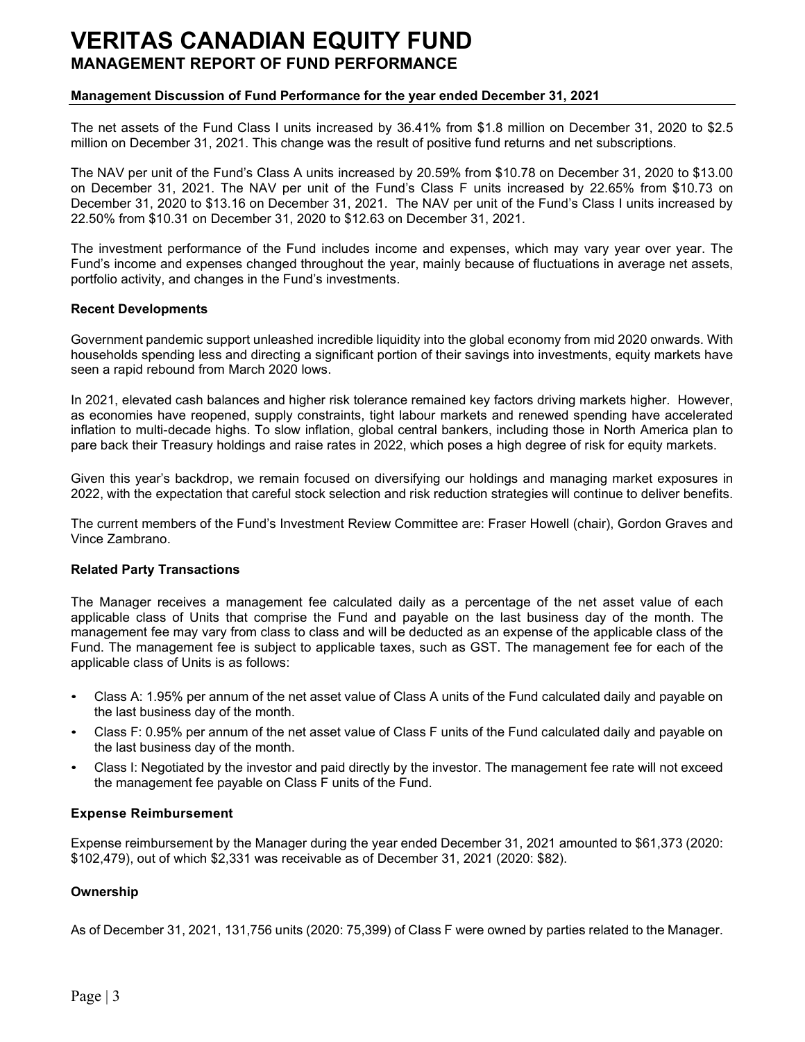# VERITAS CANADIAN EQUITY FUND

## MANAGEMENT REPORT OF FUND PERFORMANCE

### Management Discussion of Fund Performance for the year ended December 31, 2021

The net assets of the Fund Class I units increased by 36.41% from $1.8 million on December 31, 2020 to $2.5 million on December 31, 2021. This change was the result of positive fund returns and net subscriptions.

The NAV per unit of the Fund's Class A units increased by 20.59% from $10.78 on December 31, 2020 to $13.00 on December 31, 2021. The NAV per unit of the Fund's Class F units increased by 22.65% from $10.73 on December 31, 2020 to $13.16 on December 31, 2021. The NAV per unit of the Fund's Class I units increased by 22.50% from $10.31 on December 31, 2020 to $12.63 on December 31, 2021.

The investment performance of the Fund includes income and expenses, which may vary year over year. The Fund's income and expenses changed throughout the year, mainly because of fluctuations in average net assets, portfolio activity, and changes in the Fund's investments.

### Recent Developments

Government pandemic support unleashed incredible liquidity into the global economy from mid 2020 onwards. With households spending less and directing a significant portion of their savings into investments, equity markets have seen a rapid rebound from March 2020 lows.

In 2021, elevated cash balances and higher risk tolerance remained key factors driving markets higher. However, as economies have reopened, supply constraints, tight labour markets and renewed spending have accelerated inflation to multi-decade highs. To slow inflation, global central bankers, including those in North America plan to pare back their Treasury holdings and raise rates in 2022, which poses a high degree of risk for equity markets.

Given this year's backdrop, we remain focused on diversifying our holdings and managing market exposures in 2022, with the expectation that careful stock selection and risk reduction strategies will continue to deliver benefits.

The current members of the Fund's Investment Review Committee are: Fraser Howell (chair), Gordon Graves and Vince Zambrano.

### Related Party Transactions

The Manager receives a management fee calculated daily as a percentage of the net asset value of each applicable class of Units that comprise the Fund and payable on the last business day of the month. The management fee may vary from class to class and will be deducted as an expense of the applicable class of the Fund. The management fee is subject to applicable taxes, such as GST. The management fee for each of the applicable class of Units is as follows:

- Class A: 1.95% per annum of the net asset value of Class A units of the Fund calculated daily and payable on the last business day of the month.
- Class F: 0.95% per annum of the net asset value of Class F units of the Fund calculated daily and payable on the last business day of the month.
- Class I: Negotiated by the investor and paid directly by the investor. The management fee rate will not exceed the management fee payable on Class F units of the Fund.

### Expense Reimbursement

Expense reimbursement by the Manager during the year ended December 31, 2021 amounted to $61,373 (2020: $102,479), out of which $2,331 was receivable as of December 31, 2021 (2020: $82).

### Ownership

As of December 31, 2021, 131,756 units (2020: 75,399) of Class F were owned by parties related to the Manager.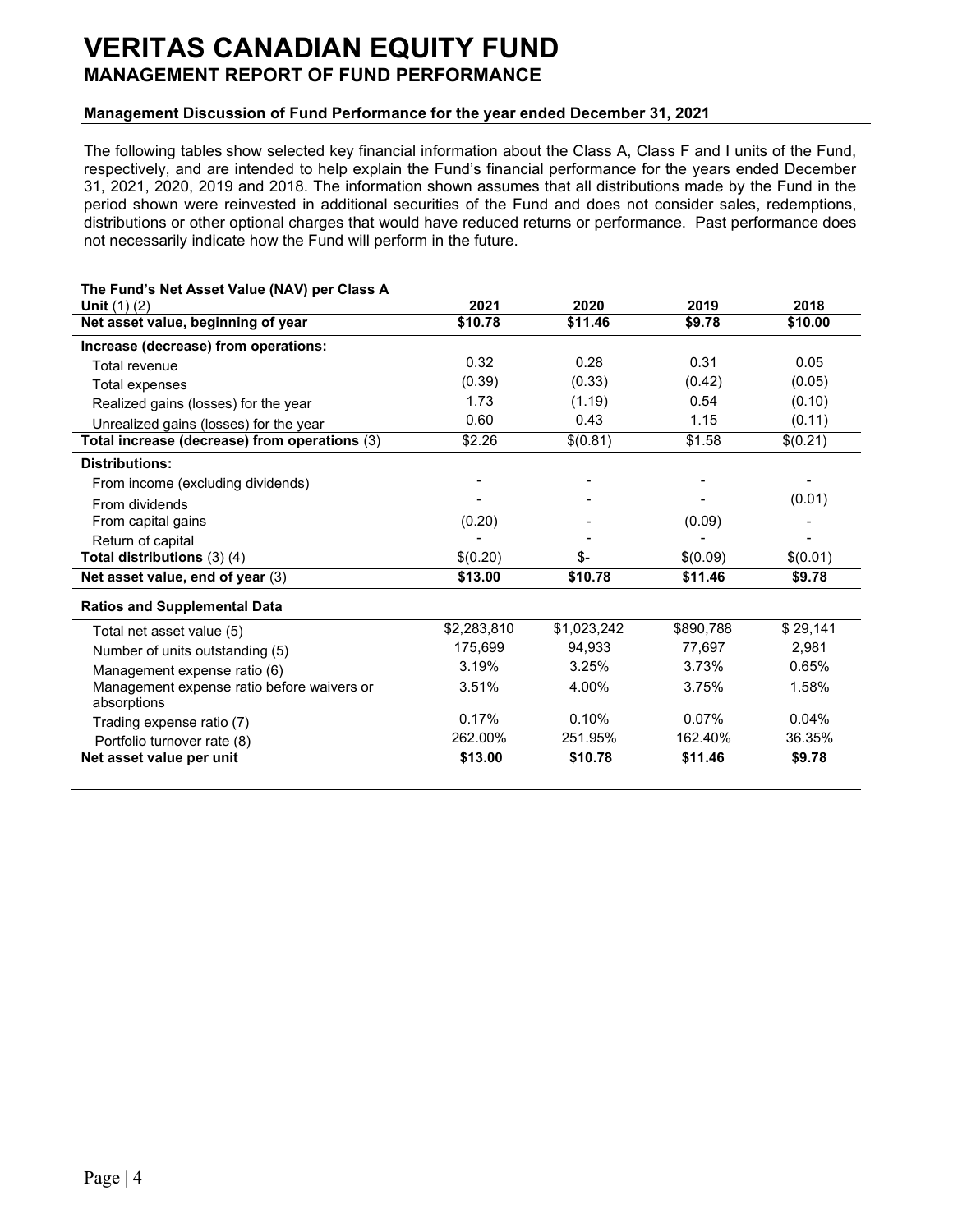# VERITAS CANADIAN EQUITY FUND

## MANAGEMENT REPORT OF FUND PERFORMANCE

### Management Discussion of Fund Performance for the year ended December 31, 2021

The following tables show selected key financial information about the Class A, Class F and I units of the Fund, respectively, and are intended to help explain the Fund's financial performance for the years ended December 31, 2021, 2020, 2019 and 2018. The information shown assumes that all distributions made by the Fund in the period shown were reinvested in additional securities of the Fund and does not consider sales, redemptions, distributions or other optional charges that would have reduced returns or performance. Past performance does not necessarily indicate how the Fund will perform in the future.

| **The Fund's Net Asset Value (NAV) per Class A Unit** (1) (2) | **2021** | **2020** | **2019** | **2018** |
|---|---|---|---|---|
| **Net asset value, beginning of year** | **$10.78** | **$11.46** | **$9.78** | **$10.00** |
| **Increase (decrease) from operations:** | | | | |
| Total revenue | 0.32 | 0.28 | 0.31 | 0.05 |
| Total expenses | (0.39) | (0.33) | (0.42) | (0.05) |
| Realized gains (losses) for the year | 1.73 | (1.19) | 0.54 | (0.10) |
| Unrealized gains (losses) for the year | 0.60 | 0.43 | 1.15 | (0.11) |
| **Total increase (decrease) from operations** (3) | $2.26 | $(0.81) | $1.58 | $(0.21) |
| **Distributions:** | | | | |
| From income (excluding dividends) | - | - | - | - |
| From dividends | - | - | - | (0.01) |
| From capital gains | (0.20) | - | (0.09) | - |
| Return of capital | - | - | - | - |
| **Total distributions** (3) (4) | $(0.20) | $- | $(0.09) | $(0.01) |
| **Net asset value, end of year** (3) | **$13.00** | **$10.78** | **$11.46** | **$9.78** |
| **Ratios and Supplemental Data** | | | | |
| Total net asset value (5) | $2,283,810 | $1,023,242 | $890,788 | $ 29,141 |
| Number of units outstanding (5) | 175,699 | 94,933 | 77,697 | 2,981 |
| Management expense ratio (6) | 3.19% | 3.25% | 3.73% | 0.65% |
| Management expense ratio before waivers or absorptions | 3.51% | 4.00% | 3.75% | 1.58% |
| Trading expense ratio (7) | 0.17% | 0.10% | 0.07% | 0.04% |
| Portfolio turnover rate (8) | 262.00% | 251.95% | 162.40% | 36.35% |
| **Net asset value per unit** | **$13.00** | **$10.78** | **$11.46** | **$9.78** |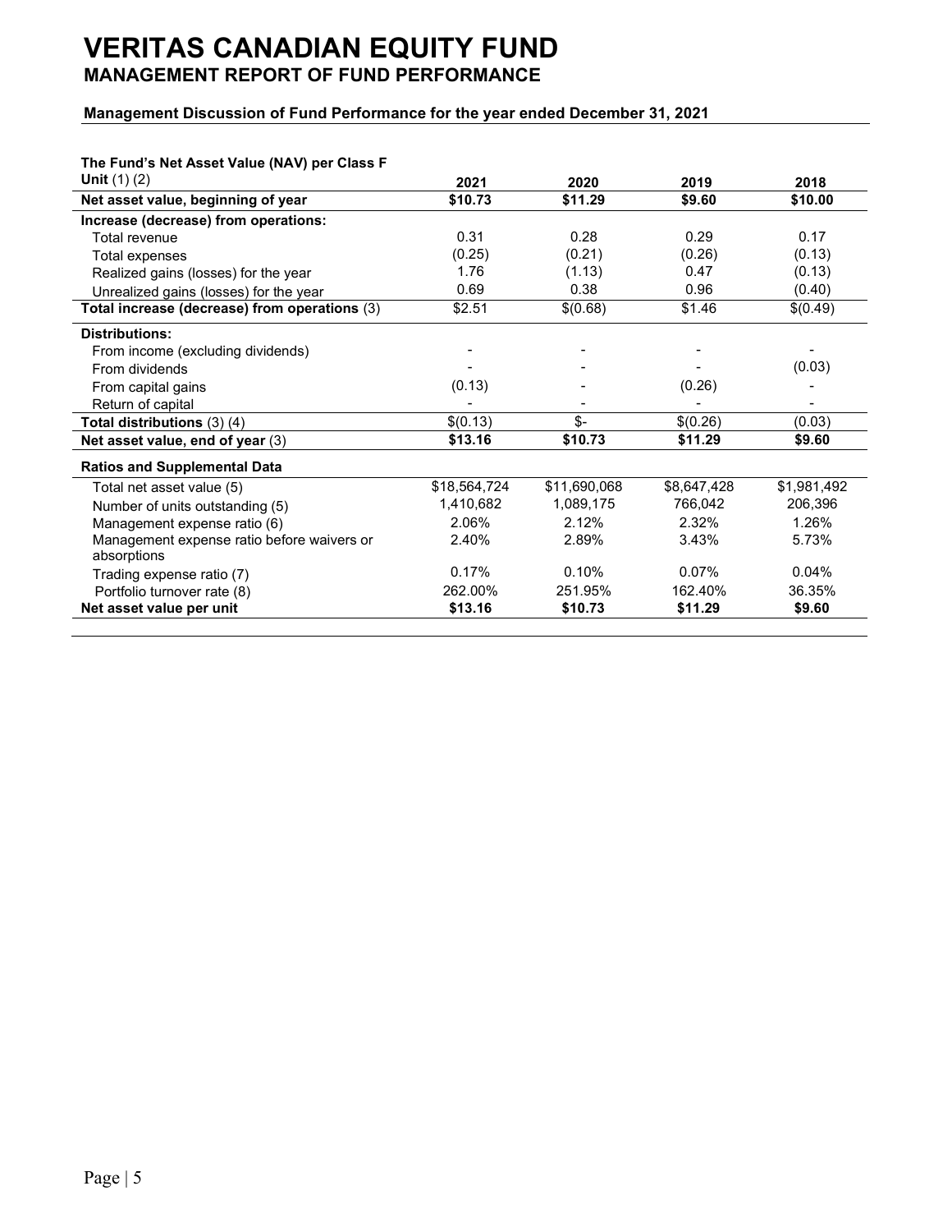# VERITAS CANADIAN EQUITY FUND

## MANAGEMENT REPORT OF FUND PERFORMANCE

### Management Discussion of Fund Performance for the year ended December 31, 2021

| **The Fund's Net Asset Value (NAV) per Class F Unit** (1) (2) | **2021** | **2020** | **2019** | **2018** |
|---|---|---|---|---|
| **Net asset value, beginning of year** | **$10.73** | **$11.29** | **$9.60** | **$10.00** |
| **Increase (decrease) from operations:** | | | | |
| Total revenue | 0.31 | 0.28 | 0.29 | 0.17 |
| Total expenses | (0.25) | (0.21) | (0.26) | (0.13) |
| Realized gains (losses) for the year | 1.76 | (1.13) | 0.47 | (0.13) |
| Unrealized gains (losses) for the year | 0.69 | 0.38 | 0.96 | (0.40) |
| **Total increase (decrease) from operations** (3) | $2.51 | $(0.68) | $1.46 | $(0.49) |
| **Distributions:** | | | | |
| From income (excluding dividends) | - | - | - | - |
| From dividends | - | - | - | (0.03) |
| From capital gains | (0.13) | - | (0.26) | - |
| Return of capital | - | - | - | - |
| **Total distributions** (3) (4) | $(0.13) | $- | $(0.26) | (0.03) |
| **Net asset value, end of year** (3) | **$13.16** | **$10.73** | **$11.29** | **$9.60** |
| **Ratios and Supplemental Data** | | | | |
| Total net asset value (5) | $18,564,724 | $11,690,068 | $8,647,428 | $1,981,492 |
| Number of units outstanding (5) | 1,410,682 | 1,089,175 | 766,042 | 206,396 |
| Management expense ratio (6) | 2.06% | 2.12% | 2.32% | 1.26% |
| Management expense ratio before waivers or absorptions | 2.40% | 2.89% | 3.43% | 5.73% |
| Trading expense ratio (7) | 0.17% | 0.10% | 0.07% | 0.04% |
| Portfolio turnover rate (8) | 262.00% | 251.95% | 162.40% | 36.35% |
| **Net asset value per unit** | **$13.16** | **$10.73** | **$11.29** | **$9.60** |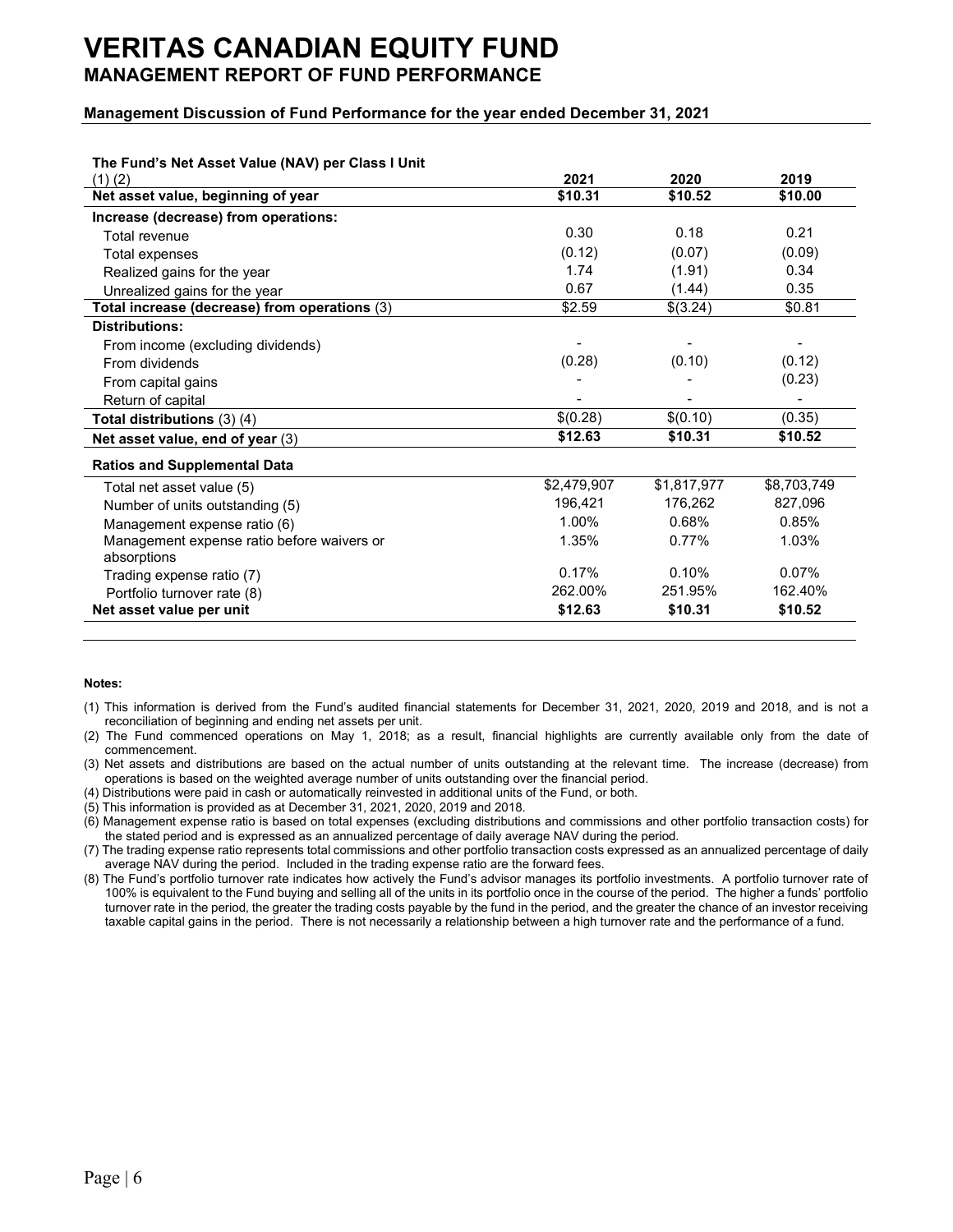# VERITAS CANADIAN EQUITY FUND

## MANAGEMENT REPORT OF FUND PERFORMANCE

### Management Discussion of Fund Performance for the year ended December 31, 2021

| The Fund's Net Asset Value (NAV) per Class I Unit (1) (2) | 2021 | 2020 | 2019 |
|---|---|---|---|
| **Net asset value, beginning of year** | **$10.31** | **$10.52** | **$10.00** |
| **Increase (decrease) from operations:** | | | |
| Total revenue | 0.30 | 0.18 | 0.21 |
| Total expenses | (0.12) | (0.07) | (0.09) |
| Realized gains for the year | 1.74 | (1.91) | 0.34 |
| Unrealized gains for the year | 0.67 | (1.44) | 0.35 |
| **Total increase (decrease) from operations** (3) | $2.59 | $(3.24) | $0.81 |
| **Distributions:** | | | |
| From income (excluding dividends) | - | - | - |
| From dividends | (0.28) | (0.10) | (0.12) |
| From capital gains | - | - | (0.23) |
| Return of capital | - | - | - |
| **Total distributions** (3) (4) | $(0.28) | $(0.10) | (0.35) |
| **Net asset value, end of year** (3) | **$12.63** | **$10.31** | **$10.52** |
| **Ratios and Supplemental Data** | | | |
| Total net asset value (5) | $2,479,907 | $1,817,977 | $8,703,749 |
| Number of units outstanding (5) | 196,421 | 176,262 | 827,096 |
| Management expense ratio (6) | 1.00% | 0.68% | 0.85% |
| Management expense ratio before waivers or absorptions | 1.35% | 0.77% | 1.03% |
| Trading expense ratio (7) | 0.17% | 0.10% | 0.07% |
| Portfolio turnover rate (8) | 262.00% | 251.95% | 162.40% |
| **Net asset value per unit** | **$12.63** | **$10.31** | **$10.52** |

**Notes:**

(1) This information is derived from the Fund's audited financial statements for December 31, 2021, 2020, 2019 and 2018, and is not a reconciliation of beginning and ending net assets per unit.

(2) The Fund commenced operations on May 1, 2018; as a result, financial highlights are currently available only from the date of commencement.

(3) Net assets and distributions are based on the actual number of units outstanding at the relevant time. The increase (decrease) from operations is based on the weighted average number of units outstanding over the financial period.

(4) Distributions were paid in cash or automatically reinvested in additional units of the Fund, or both.

(5) This information is provided as at December 31, 2021, 2020, 2019 and 2018.

(6) Management expense ratio is based on total expenses (excluding distributions and commissions and other portfolio transaction costs) for the stated period and is expressed as an annualized percentage of daily average NAV during the period.

(7) The trading expense ratio represents total commissions and other portfolio transaction costs expressed as an annualized percentage of daily average NAV during the period. Included in the trading expense ratio are the forward fees.

(8) The Fund's portfolio turnover rate indicates how actively the Fund's advisor manages its portfolio investments. A portfolio turnover rate of 100% is equivalent to the Fund buying and selling all of the units in its portfolio once in the course of the period. The higher a funds' portfolio turnover rate in the period, the greater the trading costs payable by the fund in the period, and the greater the chance of an investor receiving taxable capital gains in the period. There is not necessarily a relationship between a high turnover rate and the performance of a fund.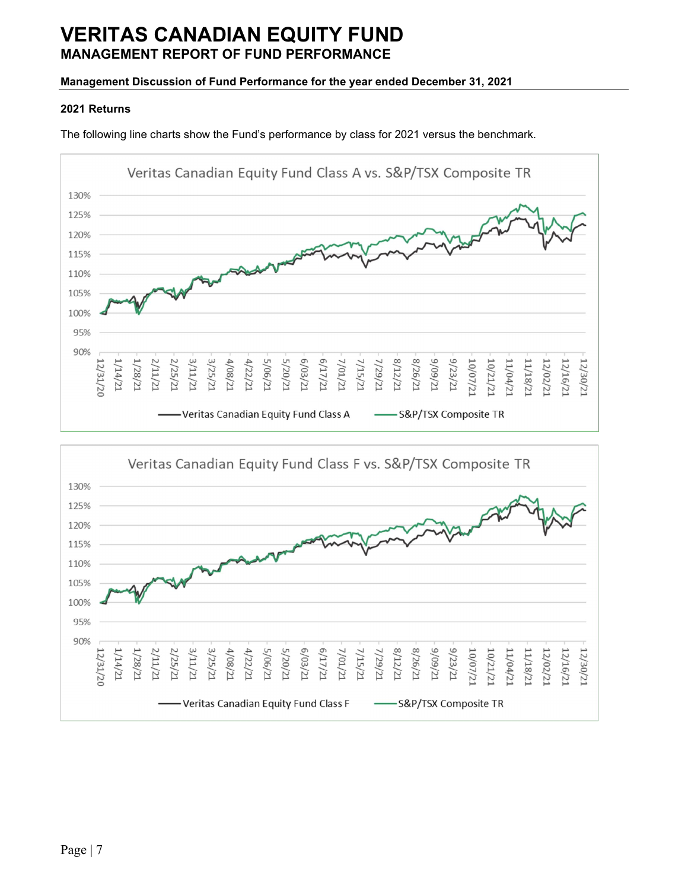# VERITAS CANADIAN EQUITY FUND
## MANAGEMENT REPORT OF FUND PERFORMANCE

**Management Discussion of Fund Performance for the year ended December 31, 2021**

### 2021 Returns

The following line charts show the Fund's performance by class for 2021 versus the benchmark.

Veritas Canadian Equity Fund Class A vs. S&P/TSX Composite TR

Veritas Canadian Equity Fund Class F vs. S&P/TSX Composite TR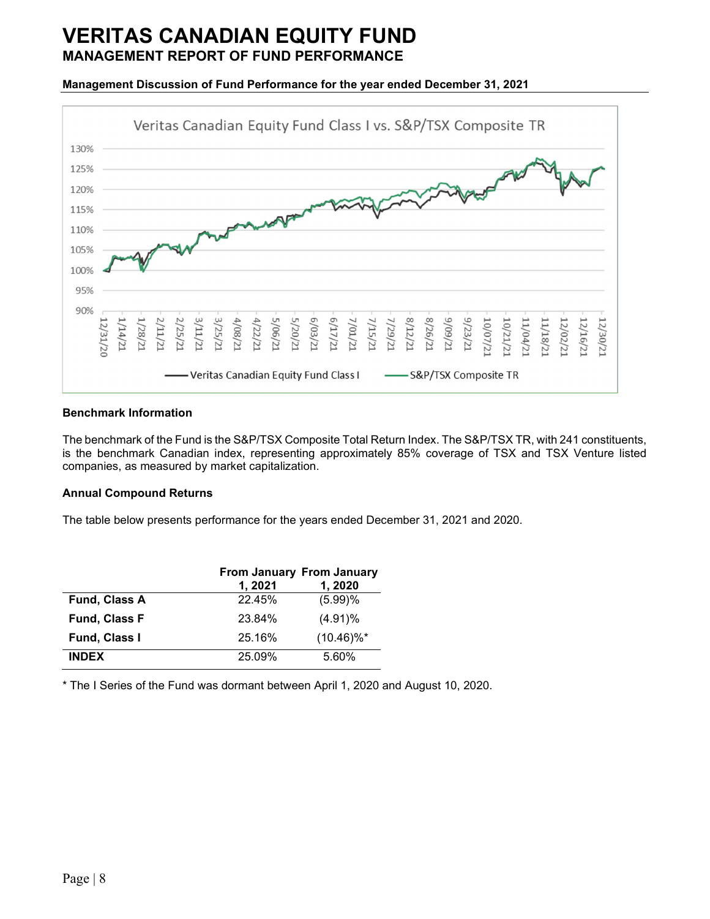# VERITAS CANADIAN EQUITY FUND

## MANAGEMENT REPORT OF FUND PERFORMANCE

**Management Discussion of Fund Performance for the year ended December 31, 2021**

### Benchmark Information

The benchmark of the Fund is the S&P/TSX Composite Total Return Index. The S&P/TSX TR, with 241 constituents, is the benchmark Canadian index, representing approximately 85% coverage of TSX and TSX Venture listed companies, as measured by market capitalization.

### Annual Compound Returns

The table below presents performance for the years ended December 31, 2021 and 2020.

| | From January 1, 2021 | From January 1, 2020 |
|---|---|---|
| **Fund, Class A** | 22.45% | (5.99)% |
| **Fund, Class F** | 23.84% | (4.91)% |
| **Fund, Class I** | 25.16% | (10.46)%* |
| **INDEX** | 25.09% | 5.60% |

\* The I Series of the Fund was dormant between April 1, 2020 and August 10, 2020.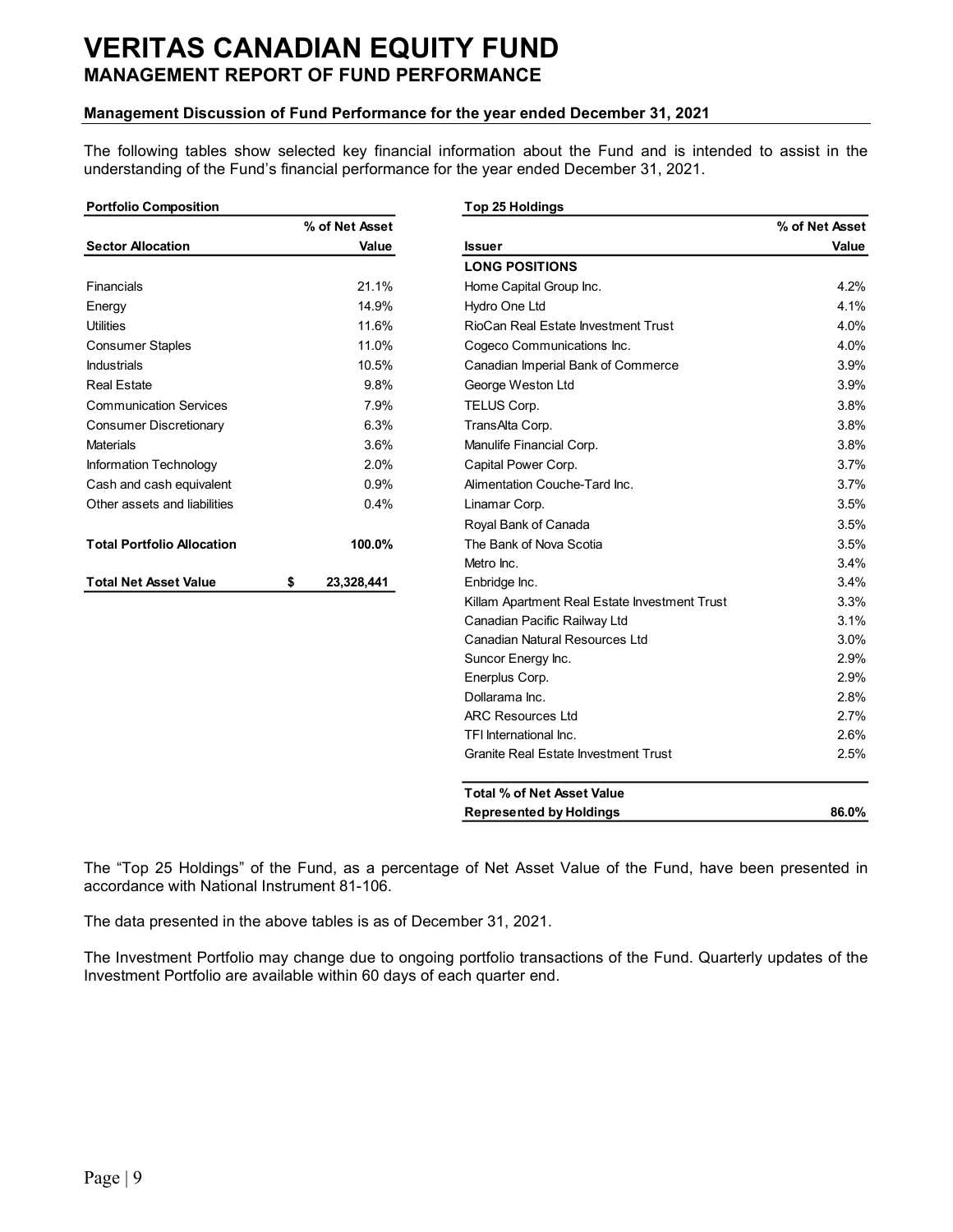# VERITAS CANADIAN EQUITY FUND

## MANAGEMENT REPORT OF FUND PERFORMANCE

### Management Discussion of Fund Performance for the year ended December 31, 2021

The following tables show selected key financial information about the Fund and is intended to assist in the understanding of the Fund's financial performance for the year ended December 31, 2021.

**Portfolio Composition**

| Sector Allocation | % of Net Asset Value |
|---|---|
| Financials | 21.1% |
| Energy | 14.9% |
| Utilities | 11.6% |
| Consumer Staples | 11.0% |
| Industrials | 10.5% |
| Real Estate | 9.8% |
| Communication Services | 7.9% |
| Consumer Discretionary | 6.3% |
| Materials | 3.6% |
| Information Technology | 2.0% |
| Cash and cash equivalent | 0.9% |
| Other assets and liabilities | 0.4% |
| **Total Portfolio Allocation** | **100.0%** |
| **Total Net Asset Value** | **$ 23,328,441** |

**Top 25 Holdings**

| Issuer | % of Net Asset Value |
|---|---|
| **LONG POSITIONS** | |
| Home Capital Group Inc. | 4.2% |
| Hydro One Ltd | 4.1% |
| RioCan Real Estate Investment Trust | 4.0% |
| Cogeco Communications Inc. | 4.0% |
| Canadian Imperial Bank of Commerce | 3.9% |
| George Weston Ltd | 3.9% |
| TELUS Corp. | 3.8% |
| TransAlta Corp. | 3.8% |
| Manulife Financial Corp. | 3.8% |
| Capital Power Corp. | 3.7% |
| Alimentation Couche-Tard Inc. | 3.7% |
| Linamar Corp. | 3.5% |
| Royal Bank of Canada | 3.5% |
| The Bank of Nova Scotia | 3.5% |
| Metro Inc. | 3.4% |
| Enbridge Inc. | 3.4% |
| Killam Apartment Real Estate Investment Trust | 3.3% |
| Canadian Pacific Railway Ltd | 3.1% |
| Canadian Natural Resources Ltd | 3.0% |
| Suncor Energy Inc. | 2.9% |
| Enerplus Corp. | 2.9% |
| Dollarama Inc. | 2.8% |
| ARC Resources Ltd | 2.7% |
| TFI International Inc. | 2.6% |
| Granite Real Estate Investment Trust | 2.5% |
| **Total % of Net Asset Value Represented by Holdings** | **86.0%** |

The "Top 25 Holdings" of the Fund, as a percentage of Net Asset Value of the Fund, have been presented in accordance with National Instrument 81-106.

The data presented in the above tables is as of December 31, 2021.

The Investment Portfolio may change due to ongoing portfolio transactions of the Fund. Quarterly updates of the Investment Portfolio are available within 60 days of each quarter end.